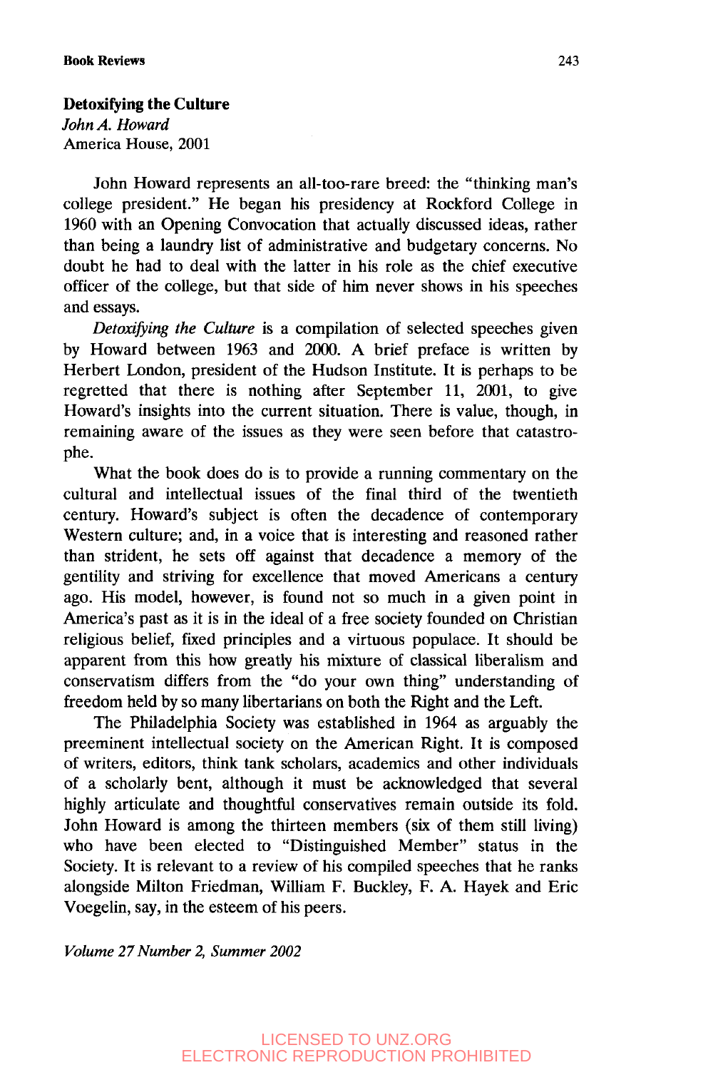## Detoxifying the Culture

*John A. Howard*
America House, 2001

John Howard represents an all-too-rare breed: the "thinking man's college president." He began his presidency at Rockford College in 1960 with an Opening Convocation that actually discussed ideas, rather than being a laundry list of administrative and budgetary concerns. No doubt he had to deal with the latter in his role as the chief executive officer of the college, but that side of him never shows in his speeches and essays.

*Detoxifying the Culture* is a compilation of selected speeches given by Howard between 1963 and 2000. A brief preface is written by Herbert London, president of the Hudson Institute. It is perhaps to be regretted that there is nothing after September 11, 2001, to give Howard's insights into the current situation. There is value, though, in remaining aware of the issues as they were seen before that catastrophe.

What the book does do is to provide a running commentary on the cultural and intellectual issues of the final third of the twentieth century. Howard's subject is often the decadence of contemporary Western culture; and, in a voice that is interesting and reasoned rather than strident, he sets off against that decadence a memory of the gentility and striving for excellence that moved Americans a century ago. His model, however, is found not so much in a given point in America's past as it is in the ideal of a free society founded on Christian religious belief, fixed principles and a virtuous populace. It should be apparent from this how greatly his mixture of classical liberalism and conservatism differs from the "do your own thing" understanding of freedom held by so many libertarians on both the Right and the Left.

The Philadelphia Society was established in 1964 as arguably the preeminent intellectual society on the American Right. It is composed of writers, editors, think tank scholars, academics and other individuals of a scholarly bent, although it must be acknowledged that several highly articulate and thoughtful conservatives remain outside its fold. John Howard is among the thirteen members (six of them still living) who have been elected to "Distinguished Member" status in the Society. It is relevant to a review of his compiled speeches that he ranks alongside Milton Friedman, William F. Buckley, F. A. Hayek and Eric Voegelin, say, in the esteem of his peers.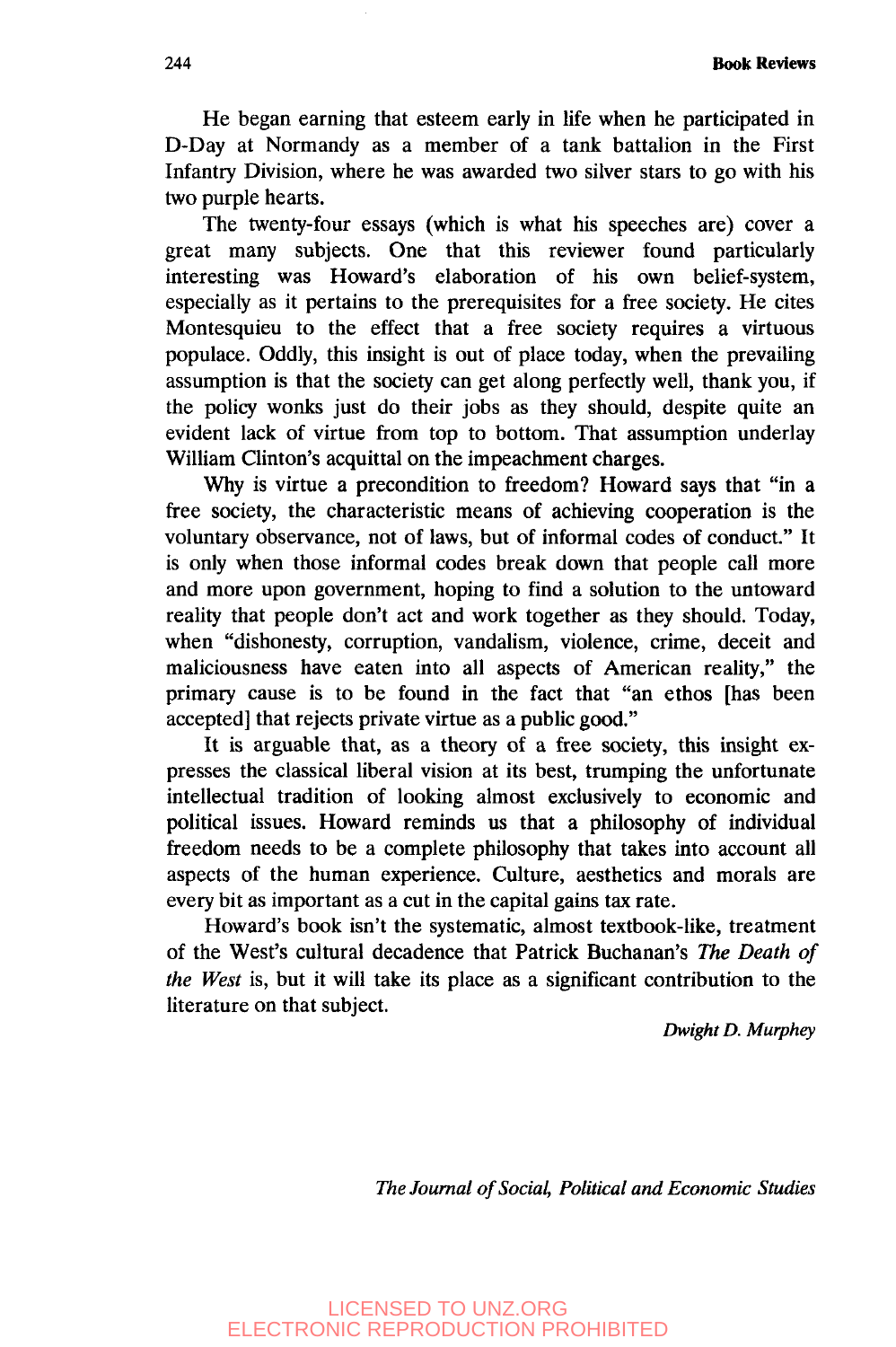He began earning that esteem early in life when he participated in D-Day at Normandy as a member of a tank battalion in the First Infantry Division, where he was awarded two silver stars to go with his two purple hearts.

The twenty-four essays (which is what his speeches are) cover a great many subjects. One that this reviewer found particularly interesting was Howard's elaboration of his own belief-system, especially as it pertains to the prerequisites for a free society. He cites Montesquieu to the effect that a free society requires a virtuous populace. Oddly, this insight is out of place today, when the prevailing assumption is that the society can get along perfectly well, thank you, if the policy wonks just do their jobs as they should, despite quite an evident lack of virtue from top to bottom. That assumption underlay William Clinton's acquittal on the impeachment charges.

Why is virtue a precondition to freedom? Howard says that "in a free society, the characteristic means of achieving cooperation is the voluntary observance, not of laws, but of informal codes of conduct." It is only when those informal codes break down that people call more and more upon government, hoping to find a solution to the untoward reality that people don't act and work together as they should. Today, when "dishonesty, corruption, vandalism, violence, crime, deceit and maliciousness have eaten into all aspects of American reality," the primary cause is to be found in the fact that "an ethos [has been accepted] that rejects private virtue as a public good."

It is arguable that, as a theory of a free society, this insight expresses the classical liberal vision at its best, trumping the unfortunate intellectual tradition of looking almost exclusively to economic and political issues. Howard reminds us that a philosophy of individual freedom needs to be a complete philosophy that takes into account all aspects of the human experience. Culture, aesthetics and morals are every bit as important as a cut in the capital gains tax rate.

Howard's book isn't the systematic, almost textbook-like, treatment of the West's cultural decadence that Patrick Buchanan's *The Death of the West* is, but it will take its place as a significant contribution to the literature on that subject.

*Dwight D. Murphey*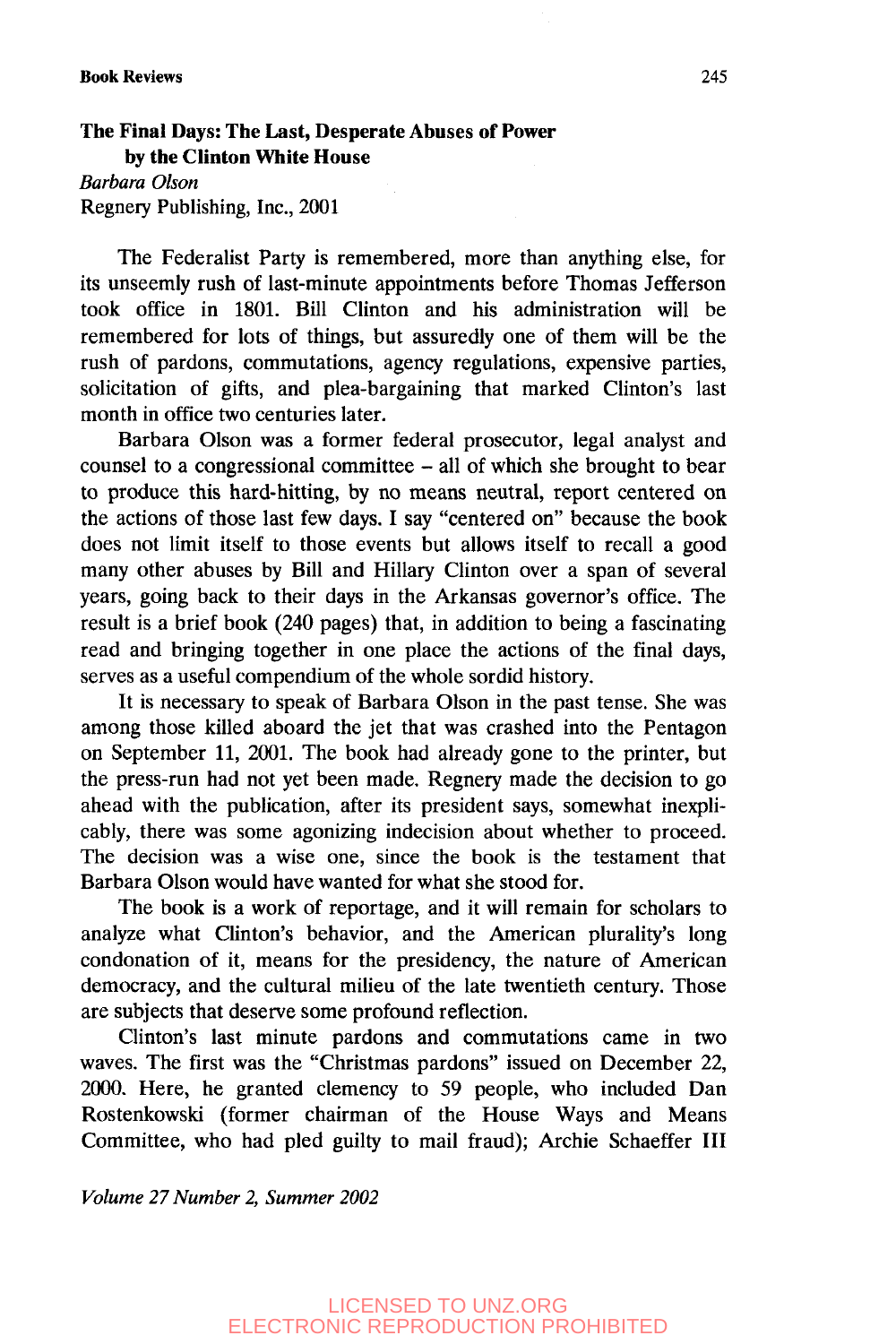**The Final Days: The Last, Desperate Abuses of Power by the Clinton White House**
*Barbara Olson*
Regnery Publishing, Inc., 2001

The Federalist Party is remembered, more than anything else, for its unseemly rush of last-minute appointments before Thomas Jefferson took office in 1801. Bill Clinton and his administration will be remembered for lots of things, but assuredly one of them will be the rush of pardons, commutations, agency regulations, expensive parties, solicitation of gifts, and plea-bargaining that marked Clinton's last month in office two centuries later.

Barbara Olson was a former federal prosecutor, legal analyst and counsel to a congressional committee – all of which she brought to bear to produce this hard-hitting, by no means neutral, report centered on the actions of those last few days. I say "centered on" because the book does not limit itself to those events but allows itself to recall a good many other abuses by Bill and Hillary Clinton over a span of several years, going back to their days in the Arkansas governor's office. The result is a brief book (240 pages) that, in addition to being a fascinating read and bringing together in one place the actions of the final days, serves as a useful compendium of the whole sordid history.

It is necessary to speak of Barbara Olson in the past tense. She was among those killed aboard the jet that was crashed into the Pentagon on September 11, 2001. The book had already gone to the printer, but the press-run had not yet been made. Regnery made the decision to go ahead with the publication, after its president says, somewhat inexplicably, there was some agonizing indecision about whether to proceed. The decision was a wise one, since the book is the testament that Barbara Olson would have wanted for what she stood for.

The book is a work of reportage, and it will remain for scholars to analyze what Clinton's behavior, and the American plurality's long condonation of it, means for the presidency, the nature of American democracy, and the cultural milieu of the late twentieth century. Those are subjects that deserve some profound reflection.

Clinton's last minute pardons and commutations came in two waves. The first was the "Christmas pardons" issued on December 22, 2000. Here, he granted clemency to 59 people, who included Dan Rostenkowski (former chairman of the House Ways and Means Committee, who had pled guilty to mail fraud); Archie Schaeffer III